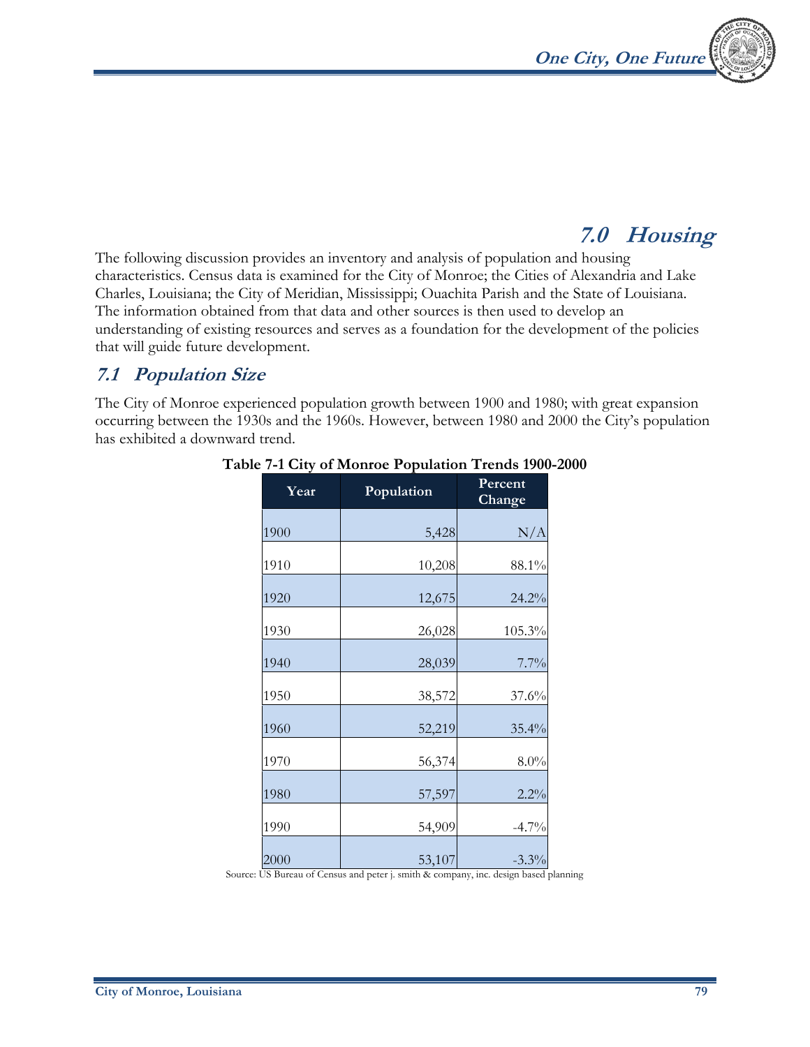# 7.0 Housing

The following discussion provides an inventory and analysis of population and housing characteristics. Census data is examined for the City of Monroe; the Cities of Alexandria and Lake Charles, Louisiana; the City of Meridian, Mississippi; Ouachita Parish and the State of Louisiana. The information obtained from that data and other sources is then used to develop an understanding of existing resources and serves as a foundation for the development of the policies that will guide future development.

## 7.1 Population Size

The City of Monroe experienced population growth between 1900 and 1980; with great expansion occurring between the 1930s and the 1960s. However, between 1980 and 2000 the City's population has exhibited a downward trend.

**Table 7-1 City of Monroe Population Trends 1900-2000**

| Year | Population | Percent Change |
|---|---|---|
| 1900 | 5,428 | N/A |
| 1910 | 10,208 | 88.1% |
| 1920 | 12,675 | 24.2% |
| 1930 | 26,028 | 105.3% |
| 1940 | 28,039 | 7.7% |
| 1950 | 38,572 | 37.6% |
| 1960 | 52,219 | 35.4% |
| 1970 | 56,374 | 8.0% |
| 1980 | 57,597 | 2.2% |
| 1990 | 54,909 | -4.7% |
| 2000 | 53,107 | -3.3% |

Source: US Bureau of Census and peter j. smith & company, inc. design based planning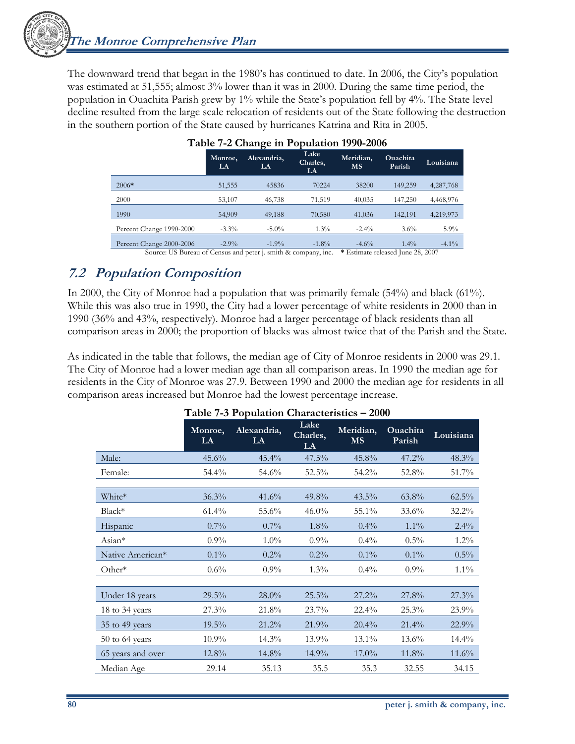The downward trend that began in the 1980's has continued to date. In 2006, the City's population was estimated at 51,555; almost 3% lower than it was in 2000. During the same time period, the population in Ouachita Parish grew by 1% while the State's population fell by 4%. The State level decline resulted from the large scale relocation of residents out of the State following the destruction in the southern portion of the State caused by hurricanes Katrina and Rita in 2005.

**Table 7-2 Change in Population 1990-2006**

| | Monroe, LA | Alexandria, LA | Lake Charles, LA | Meridian, MS | Ouachita Parish | Louisiana |
|---|---|---|---|---|---|---|
| 2006* | 51,555 | 45836 | 70224 | 38200 | 149,259 | 4,287,768 |
| 2000 | 53,107 | 46,738 | 71,519 | 40,035 | 147,250 | 4,468,976 |
| 1990 | 54,909 | 49,188 | 70,580 | 41,036 | 142,191 | 4,219,973 |
| Percent Change 1990-2000 | -3.3% | -5.0% | 1.3% | -2.4% | 3.6% | 5.9% |
| Percent Change 2000-2006 | -2.9% | -1.9% | -1.8% | -4.6% | 1.4% | -4.1% |

Source: US Bureau of Census and peter j. smith & company, inc. * Estimate released June 28, 2007

## 7.2 Population Composition

In 2000, the City of Monroe had a population that was primarily female (54%) and black (61%). While this was also true in 1990, the City had a lower percentage of white residents in 2000 than in 1990 (36% and 43%, respectively). Monroe had a larger percentage of black residents than all comparison areas in 2000; the proportion of blacks was almost twice that of the Parish and the State.

As indicated in the table that follows, the median age of City of Monroe residents in 2000 was 29.1. The City of Monroe had a lower median age than all comparison areas. In 1990 the median age for residents in the City of Monroe was 27.9. Between 1990 and 2000 the median age for residents in all comparison areas increased but Monroe had the lowest percentage increase.

**Table 7-3 Population Characteristics – 2000**

| | Monroe, LA | Alexandria, LA | Lake Charles, LA | Meridian, MS | Ouachita Parish | Louisiana |
|---|---|---|---|---|---|---|
| Male: | 45.6% | 45.4% | 47.5% | 45.8% | 47.2% | 48.3% |
| Female: | 54.4% | 54.6% | 52.5% | 54.2% | 52.8% | 51.7% |
| | | | | | | |
| White* | 36.3% | 41.6% | 49.8% | 43.5% | 63.8% | 62.5% |
| Black* | 61.4% | 55.6% | 46.0% | 55.1% | 33.6% | 32.2% |
| Hispanic | 0.7% | 0.7% | 1.8% | 0.4% | 1.1% | 2.4% |
| Asian* | 0.9% | 1.0% | 0.9% | 0.4% | 0.5% | 1.2% |
| Native American* | 0.1% | 0.2% | 0.2% | 0.1% | 0.1% | 0.5% |
| Other* | 0.6% | 0.9% | 1.3% | 0.4% | 0.9% | 1.1% |
| | | | | | | |
| Under 18 years | 29.5% | 28.0% | 25.5% | 27.2% | 27.8% | 27.3% |
| 18 to 34 years | 27.3% | 21.8% | 23.7% | 22.4% | 25.3% | 23.9% |
| 35 to 49 years | 19.5% | 21.2% | 21.9% | 20.4% | 21.4% | 22.9% |
| 50 to 64 years | 10.9% | 14.3% | 13.9% | 13.1% | 13.6% | 14.4% |
| 65 years and over | 12.8% | 14.8% | 14.9% | 17.0% | 11.8% | 11.6% |
| Median Age | 29.14 | 35.13 | 35.5 | 35.3 | 32.55 | 34.15 |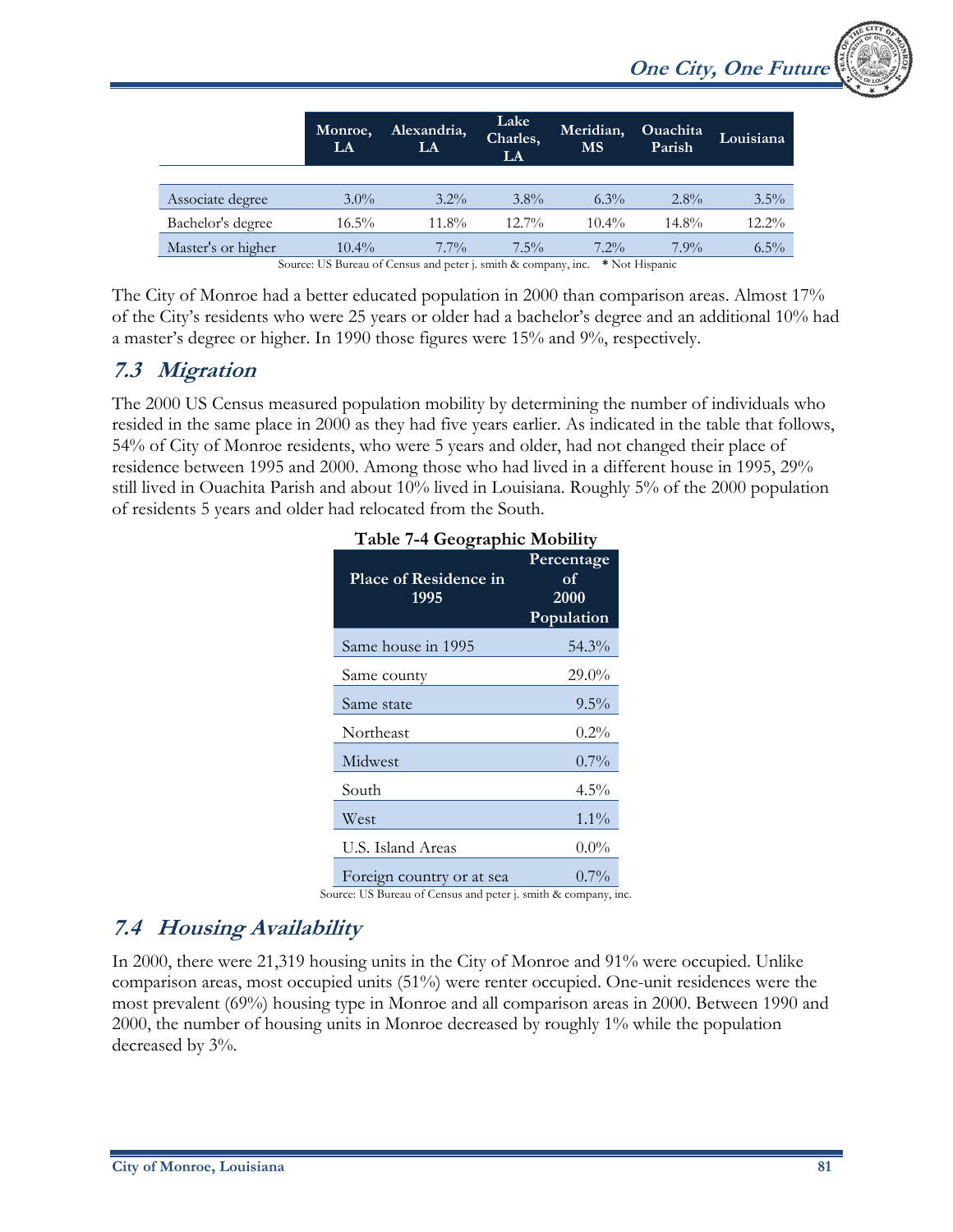| | Monroe, LA | Alexandria, LA | Lake Charles, LA | Meridian, MS | Ouachita Parish | Louisiana |
|---|---|---|---|---|---|---|
| Associate degree | 3.0% | 3.2% | 3.8% | 6.3% | 2.8% | 3.5% |
| Bachelor's degree | 16.5% | 11.8% | 12.7% | 10.4% | 14.8% | 12.2% |
| Master's or higher | 10.4% | 7.7% | 7.5% | 7.2% | 7.9% | 6.5% |

Source: US Bureau of Census and peter j. smith & company, inc. * Not Hispanic

The City of Monroe had a better educated population in 2000 than comparison areas. Almost 17% of the City's residents who were 25 years or older had a bachelor's degree and an additional 10% had a master's degree or higher. In 1990 those figures were 15% and 9%, respectively.

## 7.3 Migration

The 2000 US Census measured population mobility by determining the number of individuals who resided in the same place in 2000 as they had five years earlier. As indicated in the table that follows, 54% of City of Monroe residents, who were 5 years and older, had not changed their place of residence between 1995 and 2000. Among those who had lived in a different house in 1995, 29% still lived in Ouachita Parish and about 10% lived in Louisiana. Roughly 5% of the 2000 population of residents 5 years and older had relocated from the South.

**Table 7-4 Geographic Mobility**

| Place of Residence in 1995 | Percentage of 2000 Population |
|---|---|
| Same house in 1995 | 54.3% |
| Same county | 29.0% |
| Same state | 9.5% |
| Northeast | 0.2% |
| Midwest | 0.7% |
| South | 4.5% |
| West | 1.1% |
| U.S. Island Areas | 0.0% |
| Foreign country or at sea | 0.7% |

Source: US Bureau of Census and peter j. smith & company, inc.

## 7.4 Housing Availability

In 2000, there were 21,319 housing units in the City of Monroe and 91% were occupied. Unlike comparison areas, most occupied units (51%) were renter occupied. One-unit residences were the most prevalent (69%) housing type in Monroe and all comparison areas in 2000. Between 1990 and 2000, the number of housing units in Monroe decreased by roughly 1% while the population decreased by 3%.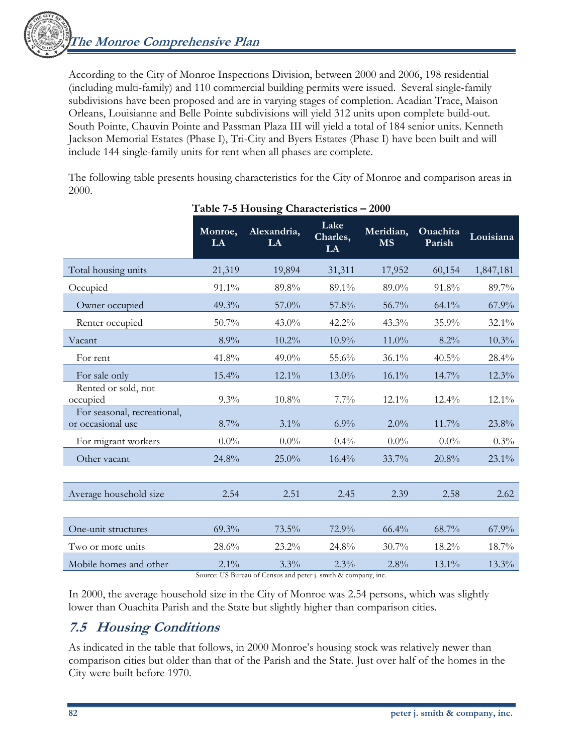According to the City of Monroe Inspections Division, between 2000 and 2006, 198 residential (including multi-family) and 110 commercial building permits were issued. Several single-family subdivisions have been proposed and are in varying stages of completion. Acadian Trace, Maison Orleans, Louisianne and Belle Pointe subdivisions will yield 312 units upon complete build-out. South Pointe, Chauvin Pointe and Passman Plaza III will yield a total of 184 senior units. Kenneth Jackson Memorial Estates (Phase I), Tri-City and Byers Estates (Phase I) have been built and will include 144 single-family units for rent when all phases are complete.

The following table presents housing characteristics for the City of Monroe and comparison areas in 2000.

**Table 7-5 Housing Characteristics – 2000**

| | Monroe, LA | Alexandria, LA | Lake Charles, LA | Meridian, MS | Ouachita Parish | Louisiana |
|---|---|---|---|---|---|---|
| Total housing units | 21,319 | 19,894 | 31,311 | 17,952 | 60,154 | 1,847,181 |
| Occupied | 91.1% | 89.8% | 89.1% | 89.0% | 91.8% | 89.7% |
| Owner occupied | 49.3% | 57.0% | 57.8% | 56.7% | 64.1% | 67.9% |
| Renter occupied | 50.7% | 43.0% | 42.2% | 43.3% | 35.9% | 32.1% |
| Vacant | 8.9% | 10.2% | 10.9% | 11.0% | 8.2% | 10.3% |
| For rent | 41.8% | 49.0% | 55.6% | 36.1% | 40.5% | 28.4% |
| For sale only | 15.4% | 12.1% | 13.0% | 16.1% | 14.7% | 12.3% |
| Rented or sold, not occupied | 9.3% | 10.8% | 7.7% | 12.1% | 12.4% | 12.1% |
| For seasonal, recreational, or occasional use | 8.7% | 3.1% | 6.9% | 2.0% | 11.7% | 23.8% |
| For migrant workers | 0.0% | 0.0% | 0.4% | 0.0% | 0.0% | 0.3% |
| Other vacant | 24.8% | 25.0% | 16.4% | 33.7% | 20.8% | 23.1% |
| | | | | | | |
| Average household size | 2.54 | 2.51 | 2.45 | 2.39 | 2.58 | 2.62 |
| | | | | | | |
| One-unit structures | 69.3% | 73.5% | 72.9% | 66.4% | 68.7% | 67.9% |
| Two or more units | 28.6% | 23.2% | 24.8% | 30.7% | 18.2% | 18.7% |
| Mobile homes and other | 2.1% | 3.3% | 2.3% | 2.8% | 13.1% | 13.3% |

Source: US Bureau of Census and peter j. smith & company, inc.

In 2000, the average household size in the City of Monroe was 2.54 persons, which was slightly lower than Ouachita Parish and the State but slightly higher than comparison cities.

## 7.5 Housing Conditions

As indicated in the table that follows, in 2000 Monroe's housing stock was relatively newer than comparison cities but older than that of the Parish and the State. Just over half of the homes in the City were built before 1970.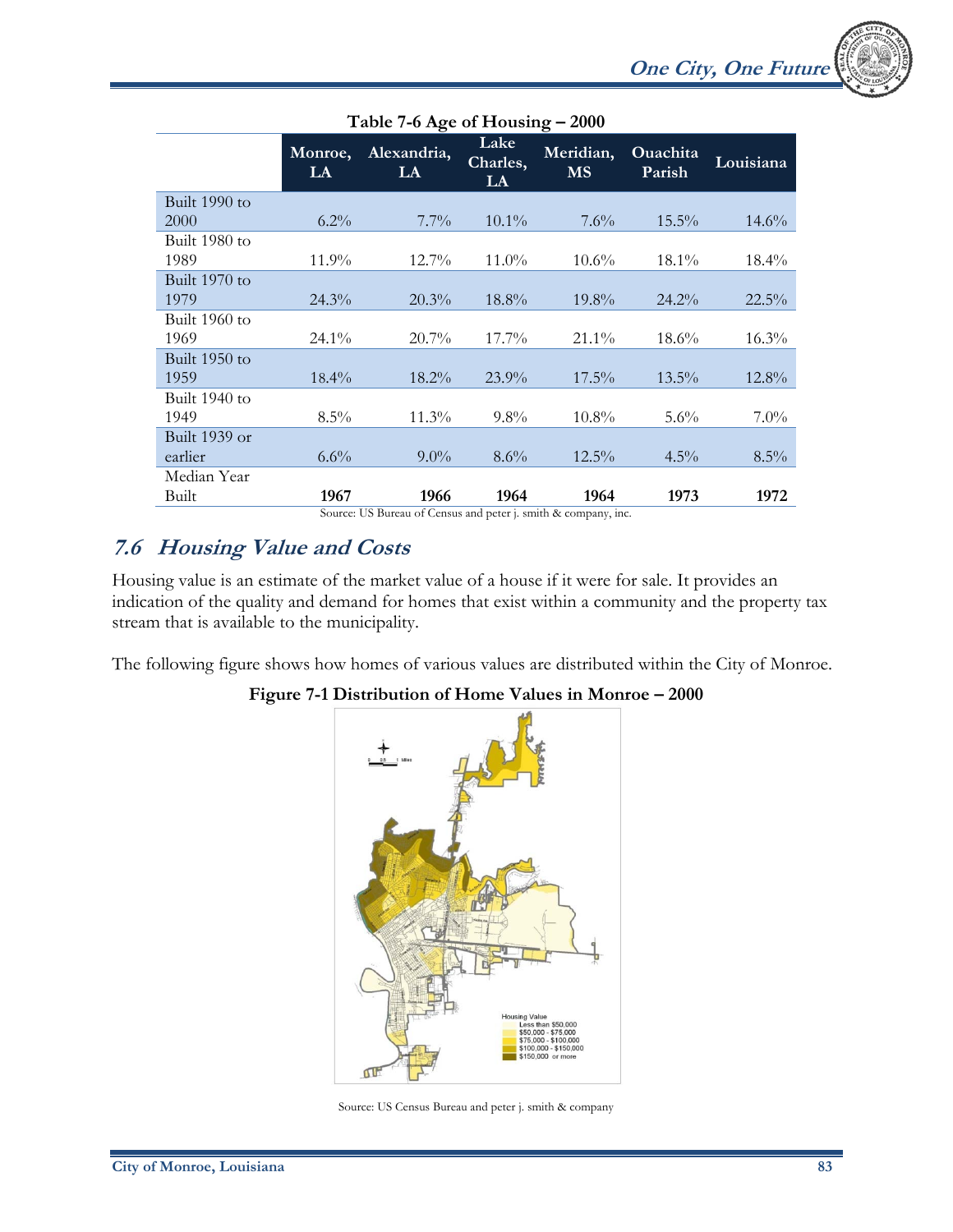**Table 7-6 Age of Housing – 2000**

| | Monroe, LA | Alexandria, LA | Lake Charles, LA | Meridian, MS | Ouachita Parish | Louisiana |
|---|---|---|---|---|---|---|
| Built 1990 to 2000 | 6.2% | 7.7% | 10.1% | 7.6% | 15.5% | 14.6% |
| Built 1980 to 1989 | 11.9% | 12.7% | 11.0% | 10.6% | 18.1% | 18.4% |
| Built 1970 to 1979 | 24.3% | 20.3% | 18.8% | 19.8% | 24.2% | 22.5% |
| Built 1960 to 1969 | 24.1% | 20.7% | 17.7% | 21.1% | 18.6% | 16.3% |
| Built 1950 to 1959 | 18.4% | 18.2% | 23.9% | 17.5% | 13.5% | 12.8% |
| Built 1940 to 1949 | 8.5% | 11.3% | 9.8% | 10.8% | 5.6% | 7.0% |
| Built 1939 or earlier | 6.6% | 9.0% | 8.6% | 12.5% | 4.5% | 8.5% |
| Median Year Built | **1967** | **1966** | **1964** | **1964** | **1973** | **1972** |

Source: US Bureau of Census and peter j. smith & company, inc.

## *7.6 Housing Value and Costs*

Housing value is an estimate of the market value of a house if it were for sale. It provides an indication of the quality and demand for homes that exist within a community and the property tax stream that is available to the municipality.

The following figure shows how homes of various values are distributed within the City of Monroe.

**Figure 7-1 Distribution of Home Values in Monroe – 2000**

Source: US Census Bureau and peter j. smith & company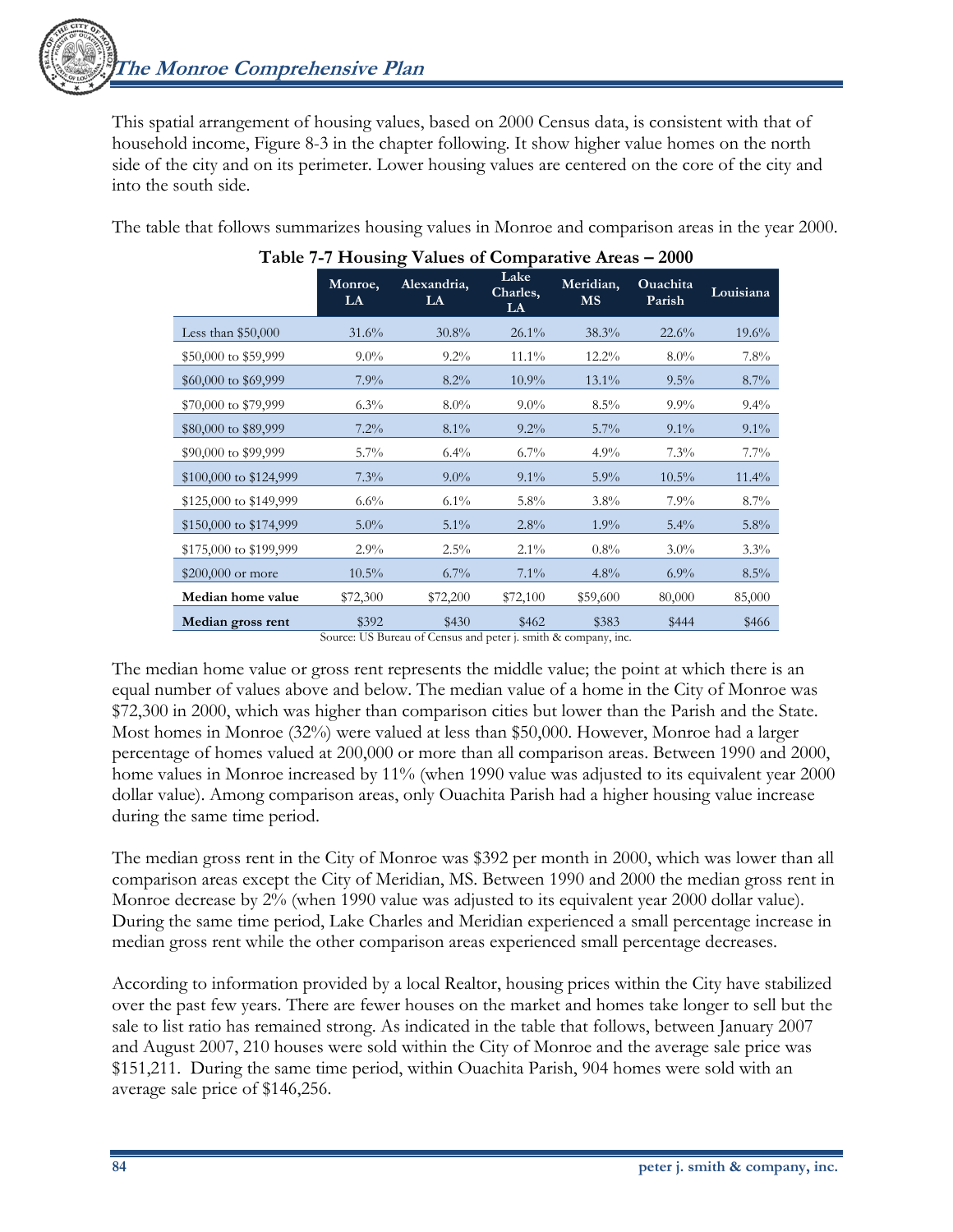This spatial arrangement of housing values, based on 2000 Census data, is consistent with that of household income, Figure 8-3 in the chapter following. It show higher value homes on the north side of the city and on its perimeter. Lower housing values are centered on the core of the city and into the south side.

The table that follows summarizes housing values in Monroe and comparison areas in the year 2000.

**Table 7-7 Housing Values of Comparative Areas – 2000**

| | Monroe, LA | Alexandria, LA | Lake Charles, LA | Meridian, MS | Ouachita Parish | Louisiana |
|---|---|---|---|---|---|---|
| Less than $50,000 | 31.6% | 30.8% | 26.1% | 38.3% | 22.6% | 19.6% |
| $50,000 to $59,999 | 9.0% | 9.2% | 11.1% | 12.2% | 8.0% | 7.8% |
| $60,000 to $69,999 | 7.9% | 8.2% | 10.9% | 13.1% | 9.5% | 8.7% |
| $70,000 to $79,999 | 6.3% | 8.0% | 9.0% | 8.5% | 9.9% | 9.4% |
| $80,000 to $89,999 | 7.2% | 8.1% | 9.2% | 5.7% | 9.1% | 9.1% |
| $90,000 to $99,999 | 5.7% | 6.4% | 6.7% | 4.9% | 7.3% | 7.7% |
| $100,000 to $124,999 | 7.3% | 9.0% | 9.1% | 5.9% | 10.5% | 11.4% |
| $125,000 to $149,999 | 6.6% | 6.1% | 5.8% | 3.8% | 7.9% | 8.7% |
| $150,000 to $174,999 | 5.0% | 5.1% | 2.8% | 1.9% | 5.4% | 5.8% |
| $175,000 to $199,999 | 2.9% | 2.5% | 2.1% | 0.8% | 3.0% | 3.3% |
| $200,000 or more | 10.5% | 6.7% | 7.1% | 4.8% | 6.9% | 8.5% |
| **Median home value** | $72,300 | $72,200 | $72,100 | $59,600 | 80,000 | 85,000 |
| **Median gross rent** | $392 | $430 | $462 | $383 | $444 | $466 |

Source: US Bureau of Census and peter j. smith & company, inc.

The median home value or gross rent represents the middle value; the point at which there is an equal number of values above and below. The median value of a home in the City of Monroe was $72,300 in 2000, which was higher than comparison cities but lower than the Parish and the State. Most homes in Monroe (32%) were valued at less than $50,000. However, Monroe had a larger percentage of homes valued at 200,000 or more than all comparison areas. Between 1990 and 2000, home values in Monroe increased by 11% (when 1990 value was adjusted to its equivalent year 2000 dollar value). Among comparison areas, only Ouachita Parish had a higher housing value increase during the same time period.

The median gross rent in the City of Monroe was $392 per month in 2000, which was lower than all comparison areas except the City of Meridian, MS. Between 1990 and 2000 the median gross rent in Monroe decrease by 2% (when 1990 value was adjusted to its equivalent year 2000 dollar value). During the same time period, Lake Charles and Meridian experienced a small percentage increase in median gross rent while the other comparison areas experienced small percentage decreases.

According to information provided by a local Realtor, housing prices within the City have stabilized over the past few years. There are fewer houses on the market and homes take longer to sell but the sale to list ratio has remained strong. As indicated in the table that follows, between January 2007 and August 2007, 210 houses were sold within the City of Monroe and the average sale price was $151,211. During the same time period, within Ouachita Parish, 904 homes were sold with an average sale price of $146,256.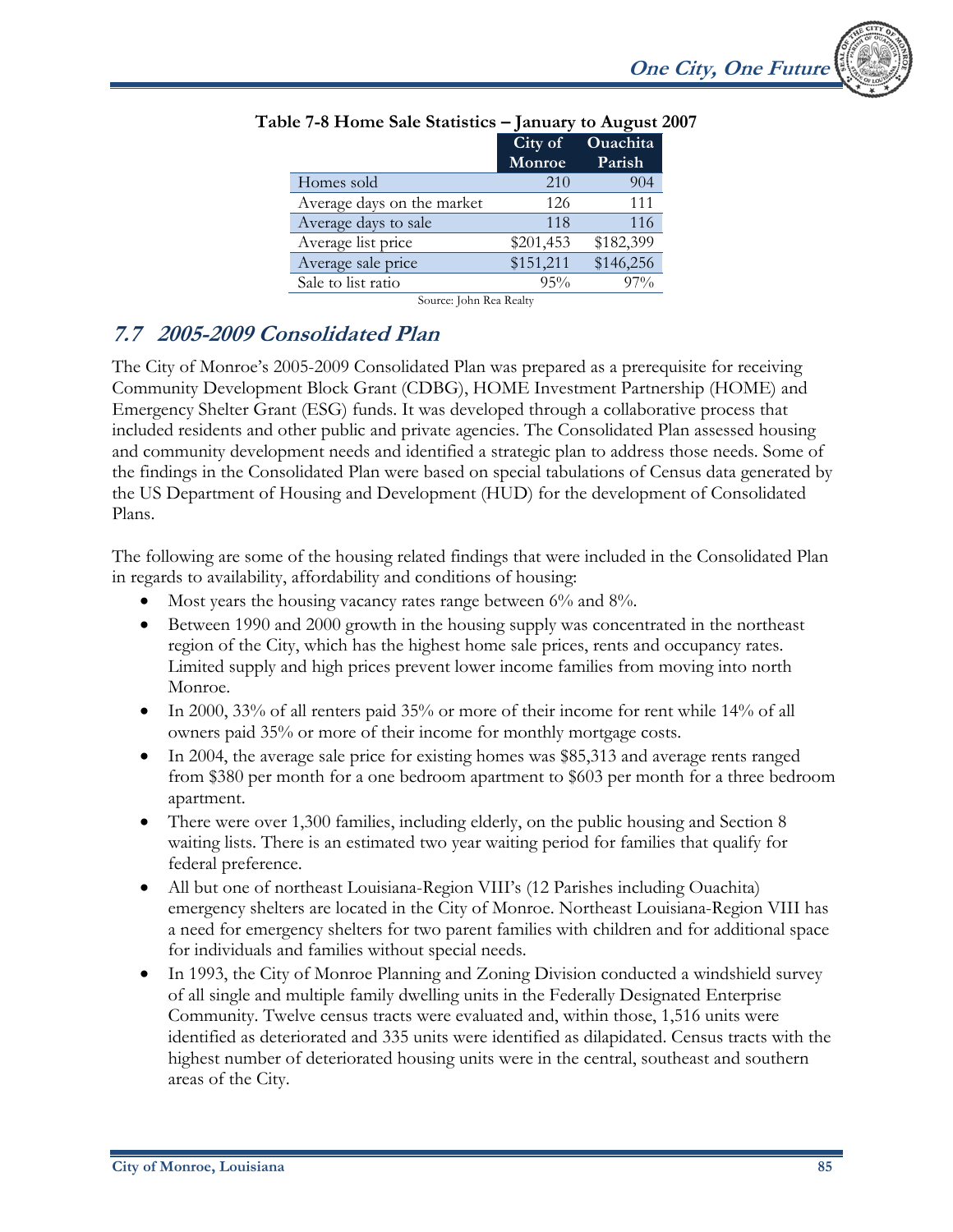**Table 7-8 Home Sale Statistics – January to August 2007**

| | City of Monroe | Ouachita Parish |
|---|---|---|
| Homes sold | 210 | 904 |
| Average days on the market | 126 | 111 |
| Average days to sale | 118 | 116 |
| Average list price | $201,453 | $182,399 |
| Average sale price | $151,211 | $146,256 |
| Sale to list ratio | 95% | 97% |

Source: John Rea Realty

## 7.7 2005-2009 Consolidated Plan

The City of Monroe's 2005-2009 Consolidated Plan was prepared as a prerequisite for receiving Community Development Block Grant (CDBG), HOME Investment Partnership (HOME) and Emergency Shelter Grant (ESG) funds. It was developed through a collaborative process that included residents and other public and private agencies. The Consolidated Plan assessed housing and community development needs and identified a strategic plan to address those needs. Some of the findings in the Consolidated Plan were based on special tabulations of Census data generated by the US Department of Housing and Development (HUD) for the development of Consolidated Plans.

The following are some of the housing related findings that were included in the Consolidated Plan in regards to availability, affordability and conditions of housing:

- Most years the housing vacancy rates range between 6% and 8%.
- Between 1990 and 2000 growth in the housing supply was concentrated in the northeast region of the City, which has the highest home sale prices, rents and occupancy rates. Limited supply and high prices prevent lower income families from moving into north Monroe.
- In 2000, 33% of all renters paid 35% or more of their income for rent while 14% of all owners paid 35% or more of their income for monthly mortgage costs.
- In 2004, the average sale price for existing homes was $85,313 and average rents ranged from $380 per month for a one bedroom apartment to $603 per month for a three bedroom apartment.
- There were over 1,300 families, including elderly, on the public housing and Section 8 waiting lists. There is an estimated two year waiting period for families that qualify for federal preference.
- All but one of northeast Louisiana-Region VIII's (12 Parishes including Ouachita) emergency shelters are located in the City of Monroe. Northeast Louisiana-Region VIII has a need for emergency shelters for two parent families with children and for additional space for individuals and families without special needs.
- In 1993, the City of Monroe Planning and Zoning Division conducted a windshield survey of all single and multiple family dwelling units in the Federally Designated Enterprise Community. Twelve census tracts were evaluated and, within those, 1,516 units were identified as deteriorated and 335 units were identified as dilapidated. Census tracts with the highest number of deteriorated housing units were in the central, southeast and southern areas of the City.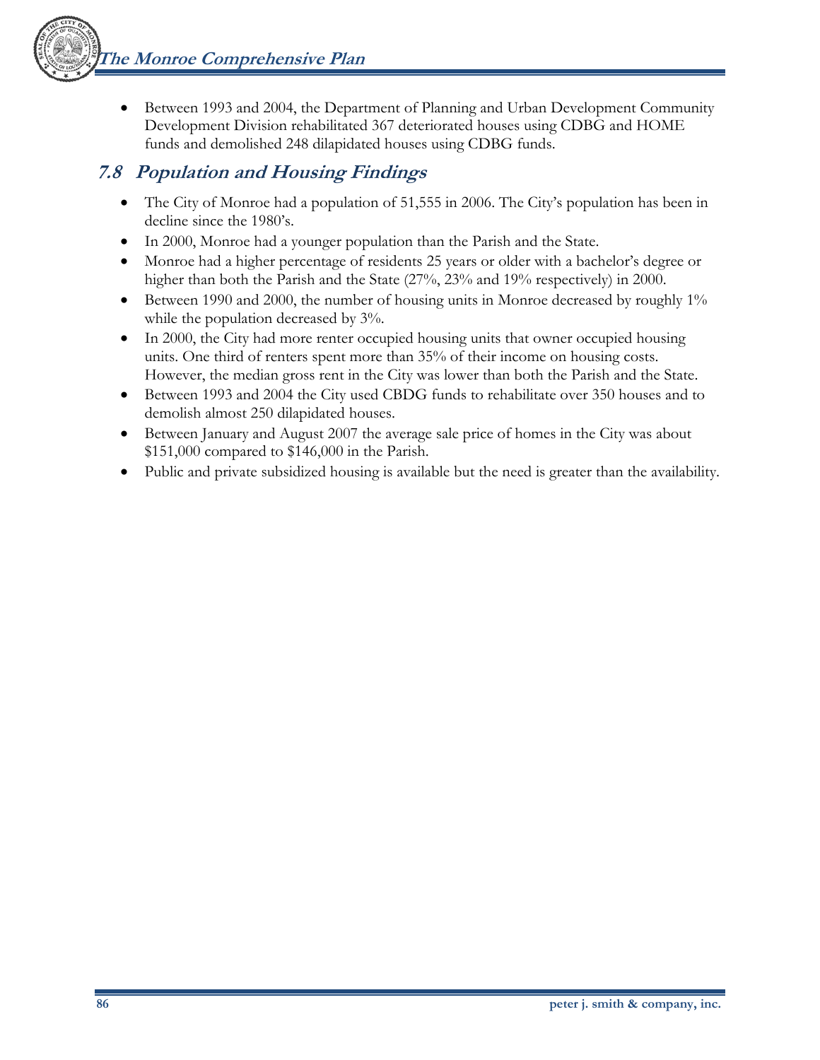- Between 1993 and 2004, the Department of Planning and Urban Development Community Development Division rehabilitated 367 deteriorated houses using CDBG and HOME funds and demolished 248 dilapidated houses using CDBG funds.

## *7.8 Population and Housing Findings*

- The City of Monroe had a population of 51,555 in 2006. The City's population has been in decline since the 1980's.
- In 2000, Monroe had a younger population than the Parish and the State.
- Monroe had a higher percentage of residents 25 years or older with a bachelor's degree or higher than both the Parish and the State (27%, 23% and 19% respectively) in 2000.
- Between 1990 and 2000, the number of housing units in Monroe decreased by roughly 1% while the population decreased by 3%.
- In 2000, the City had more renter occupied housing units that owner occupied housing units. One third of renters spent more than 35% of their income on housing costs. However, the median gross rent in the City was lower than both the Parish and the State.
- Between 1993 and 2004 the City used CBDG funds to rehabilitate over 350 houses and to demolish almost 250 dilapidated houses.
- Between January and August 2007 the average sale price of homes in the City was about $151,000 compared to $146,000 in the Parish.
- Public and private subsidized housing is available but the need is greater than the availability.